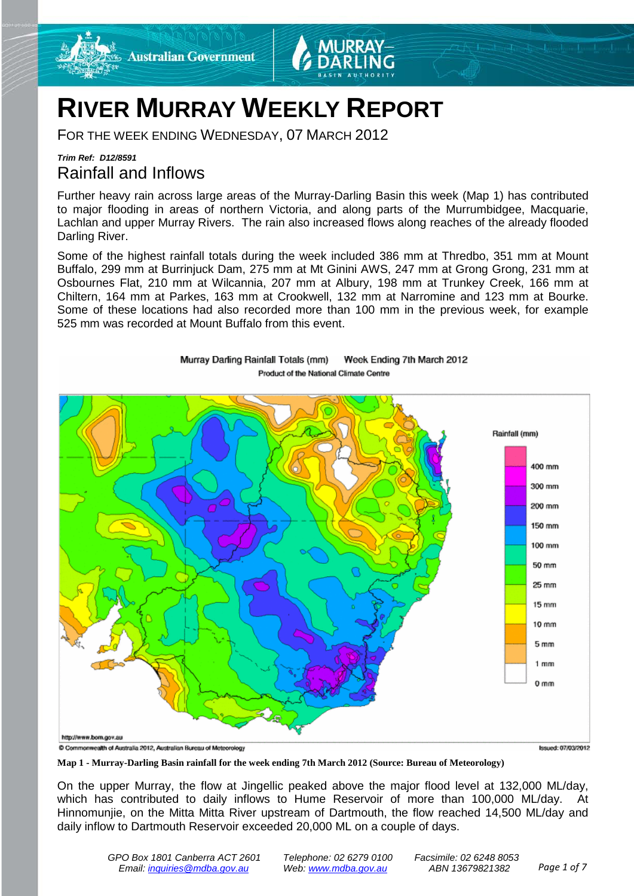# RIVER MURRAY WEEKLY REPORT

FOR THE WEEK ENDING WEDNESDAY, 07 MARCH 2012

***Trim Ref: D12/8591***

## Rainfall and Inflows

Further heavy rain across large areas of the Murray-Darling Basin this week (Map 1) has contributed to major flooding in areas of northern Victoria, and along parts of the Murrumbidgee, Macquarie, Lachlan and upper Murray Rivers. The rain also increased flows along reaches of the already flooded Darling River.

Some of the highest rainfall totals during the week included 386 mm at Thredbo, 351 mm at Mount Buffalo, 299 mm at Burrinjuck Dam, 275 mm at Mt Ginini AWS, 247 mm at Grong Grong, 231 mm at Osbournes Flat, 210 mm at Wilcannia, 207 mm at Albury, 198 mm at Trunkey Creek, 166 mm at Chiltern, 164 mm at Parkes, 163 mm at Crookwell, 132 mm at Narromine and 123 mm at Bourke. Some of these locations had also recorded more than 100 mm in the previous week, for example 525 mm was recorded at Mount Buffalo from this event.

**Map 1 - Murray-Darling Basin rainfall for the week ending 7th March 2012 (Source: Bureau of Meteorology)**

On the upper Murray, the flow at Jingellic peaked above the major flood level at 132,000 ML/day, which has contributed to daily inflows to Hume Reservoir of more than 100,000 ML/day. At Hinnomunjie, on the Mitta Mitta River upstream of Dartmouth, the flow reached 14,500 ML/day and daily inflow to Dartmouth Reservoir exceeded 20,000 ML on a couple of days.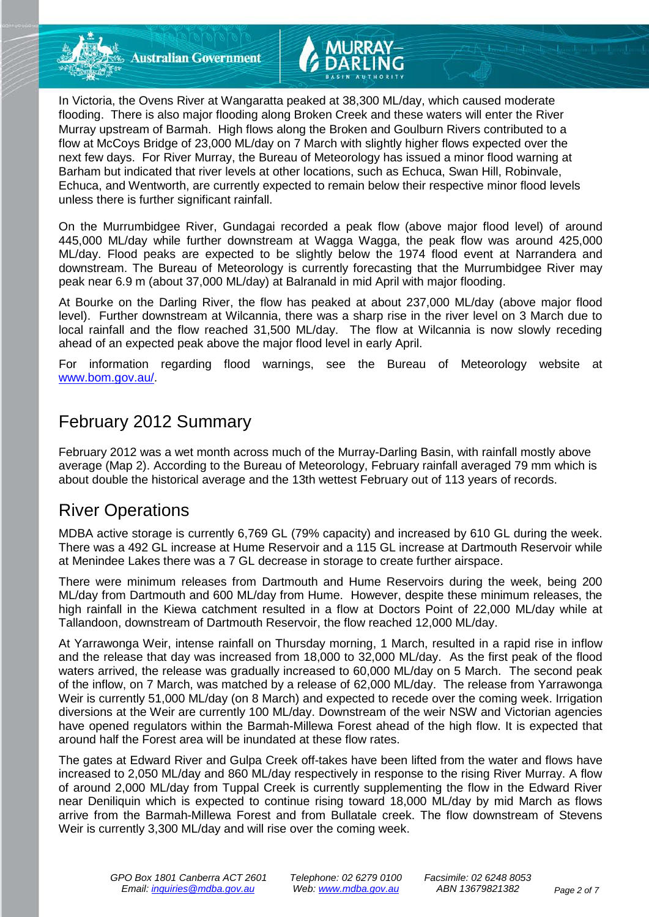In Victoria, the Ovens River at Wangaratta peaked at 38,300 ML/day, which caused moderate flooding. There is also major flooding along Broken Creek and these waters will enter the River Murray upstream of Barmah. High flows along the Broken and Goulburn Rivers contributed to a flow at McCoys Bridge of 23,000 ML/day on 7 March with slightly higher flows expected over the next few days. For River Murray, the Bureau of Meteorology has issued a minor flood warning at Barham but indicated that river levels at other locations, such as Echuca, Swan Hill, Robinvale, Echuca, and Wentworth, are currently expected to remain below their respective minor flood levels unless there is further significant rainfall.

On the Murrumbidgee River, Gundagai recorded a peak flow (above major flood level) of around 445,000 ML/day while further downstream at Wagga Wagga, the peak flow was around 425,000 ML/day. Flood peaks are expected to be slightly below the 1974 flood event at Narrandera and downstream. The Bureau of Meteorology is currently forecasting that the Murrumbidgee River may peak near 6.9 m (about 37,000 ML/day) at Balranald in mid April with major flooding.

At Bourke on the Darling River, the flow has peaked at about 237,000 ML/day (above major flood level). Further downstream at Wilcannia, there was a sharp rise in the river level on 3 March due to local rainfall and the flow reached 31,500 ML/day. The flow at Wilcannia is now slowly receding ahead of an expected peak above the major flood level in early April.

For information regarding flood warnings, see the Bureau of Meteorology website at www.bom.gov.au/.

## February 2012 Summary

February 2012 was a wet month across much of the Murray-Darling Basin, with rainfall mostly above average (Map 2). According to the Bureau of Meteorology, February rainfall averaged 79 mm which is about double the historical average and the 13th wettest February out of 113 years of records.

## River Operations

MDBA active storage is currently 6,769 GL (79% capacity) and increased by 610 GL during the week. There was a 492 GL increase at Hume Reservoir and a 115 GL increase at Dartmouth Reservoir while at Menindee Lakes there was a 7 GL decrease in storage to create further airspace.

There were minimum releases from Dartmouth and Hume Reservoirs during the week, being 200 ML/day from Dartmouth and 600 ML/day from Hume. However, despite these minimum releases, the high rainfall in the Kiewa catchment resulted in a flow at Doctors Point of 22,000 ML/day while at Tallandoon, downstream of Dartmouth Reservoir, the flow reached 12,000 ML/day.

At Yarrawonga Weir, intense rainfall on Thursday morning, 1 March, resulted in a rapid rise in inflow and the release that day was increased from 18,000 to 32,000 ML/day. As the first peak of the flood waters arrived, the release was gradually increased to 60,000 ML/day on 5 March. The second peak of the inflow, on 7 March, was matched by a release of 62,000 ML/day. The release from Yarrawonga Weir is currently 51,000 ML/day (on 8 March) and expected to recede over the coming week. Irrigation diversions at the Weir are currently 100 ML/day. Downstream of the weir NSW and Victorian agencies have opened regulators within the Barmah-Millewa Forest ahead of the high flow. It is expected that around half the Forest area will be inundated at these flow rates.

The gates at Edward River and Gulpa Creek off-takes have been lifted from the water and flows have increased to 2,050 ML/day and 860 ML/day respectively in response to the rising River Murray. A flow of around 2,000 ML/day from Tuppal Creek is currently supplementing the flow in the Edward River near Deniliquin which is expected to continue rising toward 18,000 ML/day by mid March as flows arrive from the Barmah-Millewa Forest and from Bullatale creek. The flow downstream of Stevens Weir is currently 3,300 ML/day and will rise over the coming week.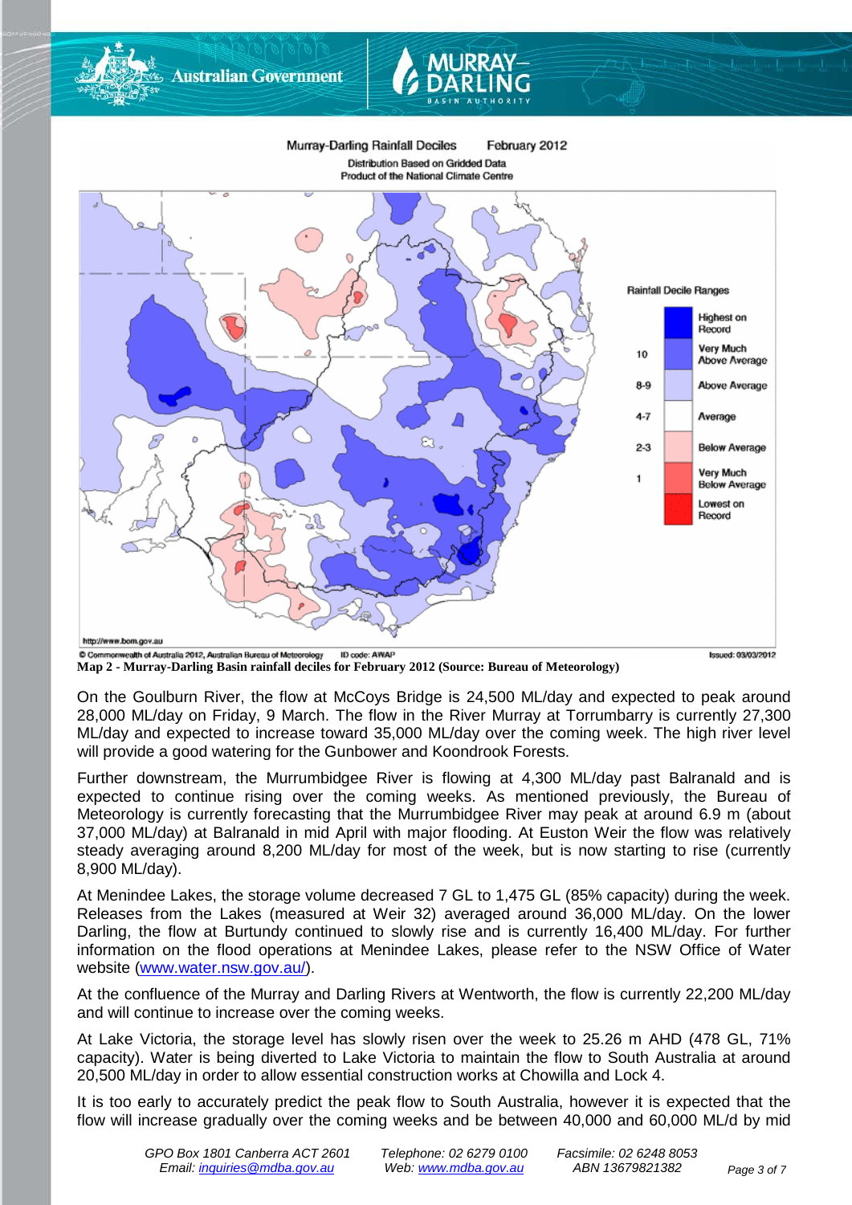**Map 2 - Murray-Darling Basin rainfall deciles for February 2012 (Source: Bureau of Meteorology)**

On the Goulburn River, the flow at McCoys Bridge is 24,500 ML/day and expected to peak around 28,000 ML/day on Friday, 9 March. The flow in the River Murray at Torrumbarry is currently 27,300 ML/day and expected to increase toward 35,000 ML/day over the coming week. The high river level will provide a good watering for the Gunbower and Koondrook Forests.

Further downstream, the Murrumbidgee River is flowing at 4,300 ML/day past Balranald and is expected to continue rising over the coming weeks. As mentioned previously, the Bureau of Meteorology is currently forecasting that the Murrumbidgee River may peak at around 6.9 m (about 37,000 ML/day) at Balranald in mid April with major flooding. At Euston Weir the flow was relatively steady averaging around 8,200 ML/day for most of the week, but is now starting to rise (currently 8,900 ML/day).

At Menindee Lakes, the storage volume decreased 7 GL to 1,475 GL (85% capacity) during the week. Releases from the Lakes (measured at Weir 32) averaged around 36,000 ML/day. On the lower Darling, the flow at Burtundy continued to slowly rise and is currently 16,400 ML/day. For further information on the flood operations at Menindee Lakes, please refer to the NSW Office of Water website (www.water.nsw.gov.au/).

At the confluence of the Murray and Darling Rivers at Wentworth, the flow is currently 22,200 ML/day and will continue to increase over the coming weeks.

At Lake Victoria, the storage level has slowly risen over the week to 25.26 m AHD (478 GL, 71% capacity). Water is being diverted to Lake Victoria to maintain the flow to South Australia at around 20,500 ML/day in order to allow essential construction works at Chowilla and Lock 4.

It is too early to accurately predict the peak flow to South Australia, however it is expected that the flow will increase gradually over the coming weeks and be between 40,000 and 60,000 ML/d by mid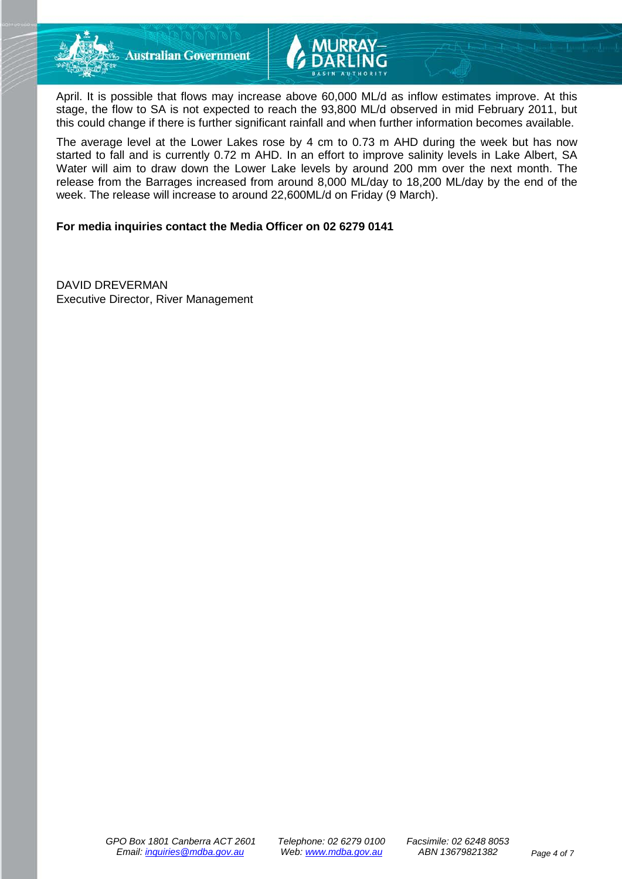April. It is possible that flows may increase above 60,000 ML/d as inflow estimates improve. At this stage, the flow to SA is not expected to reach the 93,800 ML/d observed in mid February 2011, but this could change if there is further significant rainfall and when further information becomes available.

The average level at the Lower Lakes rose by 4 cm to 0.73 m AHD during the week but has now started to fall and is currently 0.72 m AHD. In an effort to improve salinity levels in Lake Albert, SA Water will aim to draw down the Lower Lake levels by around 200 mm over the next month. The release from the Barrages increased from around 8,000 ML/day to 18,200 ML/day by the end of the week. The release will increase to around 22,600ML/d on Friday (9 March).

**For media inquiries contact the Media Officer on 02 6279 0141**

DAVID DREVERMAN
Executive Director, River Management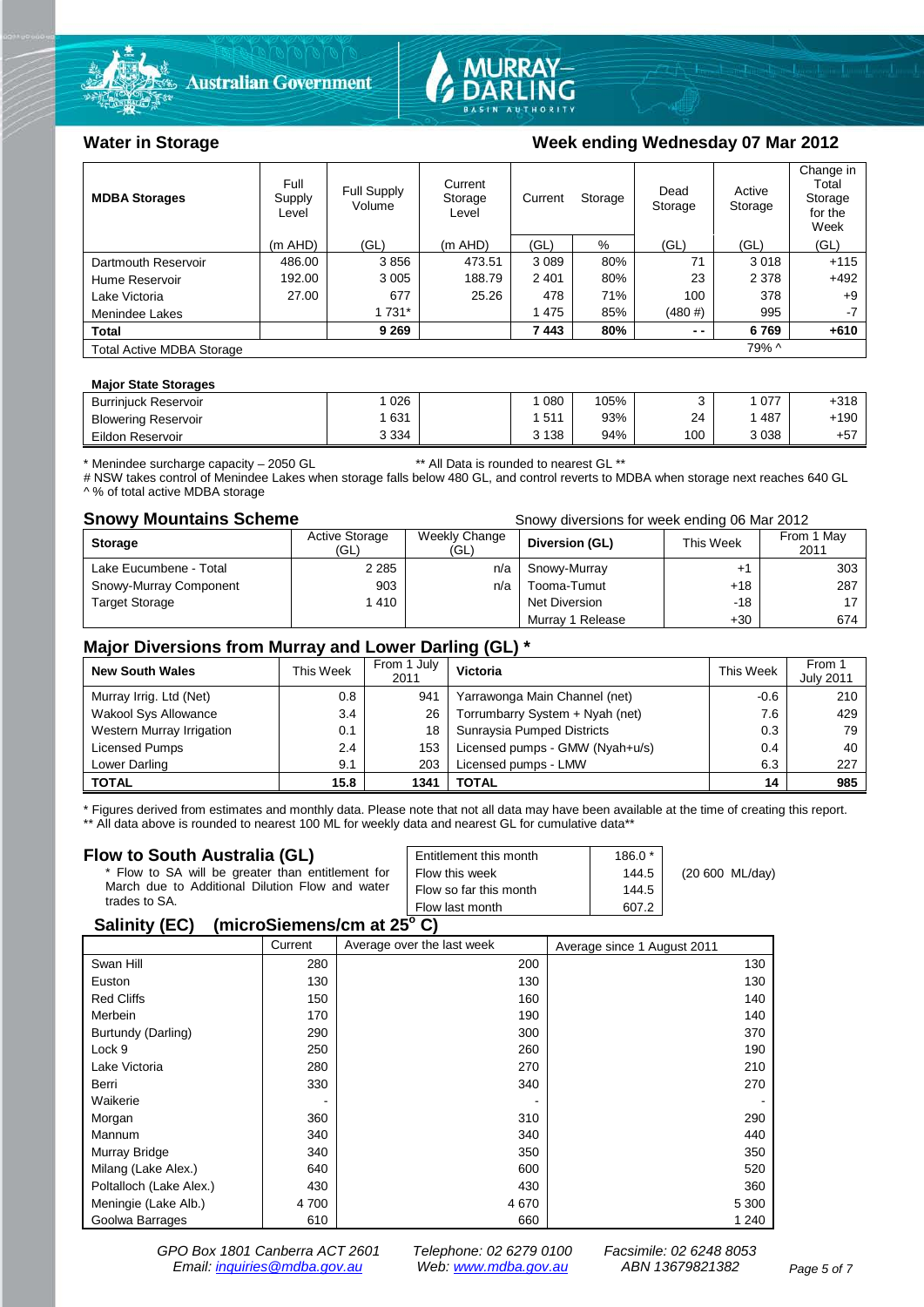## Water in Storage

### Week ending Wednesday 07 Mar 2012

| MDBA Storages | Full Supply Level | Full Supply Volume | Current Storage Level | Current Storage | | Dead Storage | Active Storage | Change in Total Storage for the Week |
|---|---|---|---|---|---|---|---|---|
| | (m AHD) | (GL) | (m AHD) | (GL) | % | (GL) | (GL) | (GL) |
| Dartmouth Reservoir | 486.00 | 3 856 | 473.51 | 3 089 | 80% | 71 | 3 018 | +115 |
| Hume Reservoir | 192.00 | 3 005 | 188.79 | 2 401 | 80% | 23 | 2 378 | +492 |
| Lake Victoria | 27.00 | 677 | 25.26 | 478 | 71% | 100 | 378 | +9 |
| Menindee Lakes | | 1 731* | | 1 475 | 85% | (480 #) | 995 | -7 |
| **Total** | | **9 269** | | **7 443** | **80%** | **- -** | **6 769** | **+610** |
| Total Active MDBA Storage | | | | | | | 79% ^ | |

**Major State Storages**

| Storage | Full Supply Volume | | Current Storage | % | Dead Storage | Active Storage | Change |
|---|---|---|---|---|---|---|---|
| Burrinjuck Reservoir | 1 026 | | 1 080 | 105% | 3 | 1 077 | +318 |
| Blowering Reservoir | 1 631 | | 1 511 | 93% | 24 | 1 487 | +190 |
| Eildon Reservoir | 3 334 | | 3 138 | 94% | 100 | 3 038 | +57 |

* Menindee surcharge capacity – 2050 GL ** All Data is rounded to nearest GL **
# NSW takes control of Menindee Lakes when storage falls below 480 GL, and control reverts to MDBA when storage next reaches 640 GL
^ % of total active MDBA storage

## Snowy Mountains Scheme

Snowy diversions for week ending 06 Mar 2012

| Storage | Active Storage (GL) | Weekly Change (GL) | Diversion (GL) | This Week | From 1 May 2011 |
|---|---|---|---|---|---|
| Lake Eucumbene - Total | 2 285 | n/a | Snowy-Murray | +1 | 303 |
| Snowy-Murray Component | 903 | n/a | Tooma-Tumut | +18 | 287 |
| Target Storage | 1 410 | | Net Diversion | -18 | 17 |
| | | | Murray 1 Release | +30 | 674 |

## Major Diversions from Murray and Lower Darling (GL) *

| New South Wales | This Week | From 1 July 2011 | Victoria | This Week | From 1 July 2011 |
|---|---|---|---|---|---|
| Murray Irrig. Ltd (Net) | 0.8 | 941 | Yarrawonga Main Channel (net) | -0.6 | 210 |
| Wakool Sys Allowance | 3.4 | 26 | Torrumbarry System + Nyah (net) | 7.6 | 429 |
| Western Murray Irrigation | 0.1 | 18 | Sunraysia Pumped Districts | 0.3 | 79 |
| Licensed Pumps | 2.4 | 153 | Licensed pumps - GMW (Nyah+u/s) | 0.4 | 40 |
| Lower Darling | 9.1 | 203 | Licensed pumps - LMW | 6.3 | 227 |
| **TOTAL** | **15.8** | **1341** | **TOTAL** | **14** | **985** |

* Figures derived from estimates and monthly data. Please note that not all data may have been available at the time of creating this report.
** All data above is rounded to nearest 100 ML for weekly data and nearest GL for cumulative data**

## Flow to South Australia (GL)

* Flow to SA will be greater than entitlement for March due to Additional Dilution Flow and water trades to SA.

| | | |
|---|---|---|
| Entitlement this month | 186.0 * | |
| Flow this week | 144.5 | (20 600 ML/day) |
| Flow so far this month | 144.5 | |
| Flow last month | 607.2 | |

## Salinity (EC) (microSiemens/cm at 25° C)

| | Current | Average over the last week | Average since 1 August 2011 |
|---|---|---|---|
| Swan Hill | 280 | 200 | 130 |
| Euston | 130 | 130 | 130 |
| Red Cliffs | 150 | 160 | 140 |
| Merbein | 170 | 190 | 140 |
| Burtundy (Darling) | 290 | 300 | 370 |
| Lock 9 | 250 | 260 | 190 |
| Lake Victoria | 280 | 270 | 210 |
| Berri | 330 | 340 | 270 |
| Waikerie | - | - | - |
| Morgan | 360 | 310 | 290 |
| Mannum | 340 | 340 | 440 |
| Murray Bridge | 340 | 350 | 350 |
| Milang (Lake Alex.) | 640 | 600 | 520 |
| Poltalloch (Lake Alex.) | 430 | 430 | 360 |
| Meningie (Lake Alb.) | 4 700 | 4 670 | 5 300 |
| Goolwa Barrages | 610 | 660 | 1 240 |

*GPO Box 1801 Canberra ACT 2601 Telephone: 02 6279 0100 Facsimile: 02 6248 8053*
*Email: inquiries@mdba.gov.au Web: www.mdba.gov.au ABN 13679821382*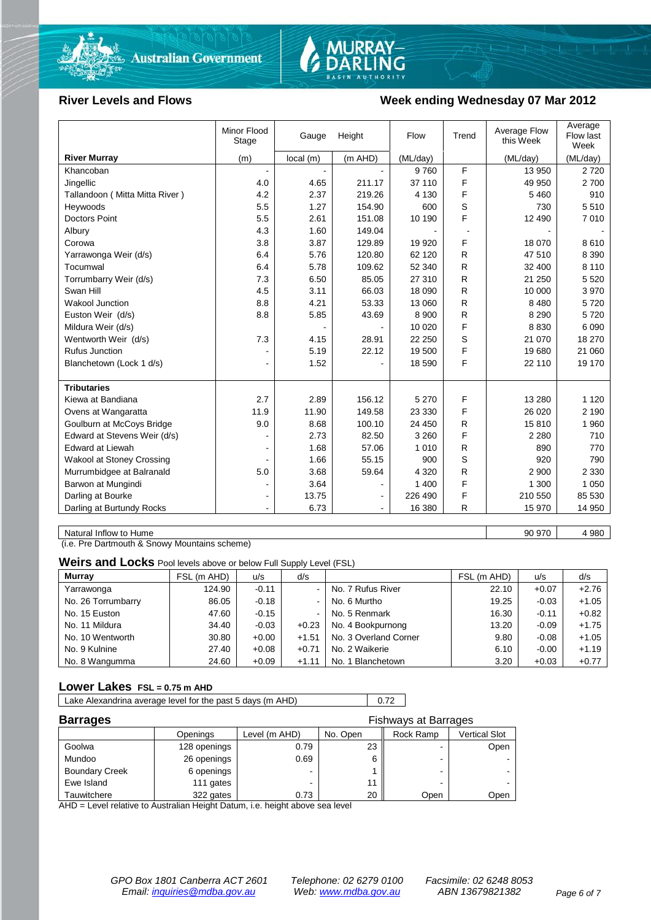Australian Government | MURRAY–DARLING BASIN AUTHORITY

## River Levels and Flows

## Week ending Wednesday 07 Mar 2012

| River Murray | Minor Flood Stage (m) | Gauge local (m) | Height (m AHD) | Flow (ML/day) | Trend | Average Flow this Week (ML/day) | Average Flow last Week (ML/day) |
|---|---|---|---|---|---|---|---|
| Khancoban | - | - | - | 9 760 | F | 13 950 | 2 720 |
| Jingellic | 4.0 | 4.65 | 211.17 | 37 110 | F | 49 950 | 2 700 |
| Tallandoon ( Mitta Mitta River ) | 4.2 | 2.37 | 219.26 | 4 130 | F | 5 460 | 910 |
| Heywoods | 5.5 | 1.27 | 154.90 | 600 | S | 730 | 5 510 |
| Doctors Point | 5.5 | 2.61 | 151.08 | 10 190 | F | 12 490 | 7 010 |
| Albury | 4.3 | 1.60 | 149.04 | - | - | - | - |
| Corowa | 3.8 | 3.87 | 129.89 | 19 920 | F | 18 070 | 8 610 |
| Yarrawonga Weir (d/s) | 6.4 | 5.76 | 120.80 | 62 120 | R | 47 510 | 8 390 |
| Tocumwal | 6.4 | 5.78 | 109.62 | 52 340 | R | 32 400 | 8 110 |
| Torrumbarry Weir (d/s) | 7.3 | 6.50 | 85.05 | 27 310 | R | 21 250 | 5 520 |
| Swan Hill | 4.5 | 3.11 | 66.03 | 18 090 | R | 10 000 | 3 970 |
| Wakool Junction | 8.8 | 4.21 | 53.33 | 13 060 | R | 8 480 | 5 720 |
| Euston Weir (d/s) | 8.8 | 5.85 | 43.69 | 8 900 | R | 8 290 | 5 720 |
| Mildura Weir (d/s) | | - | - | 10 020 | F | 8 830 | 6 090 |
| Wentworth Weir (d/s) | 7.3 | 4.15 | 28.91 | 22 250 | S | 21 070 | 18 270 |
| Rufus Junction | - | 5.19 | 22.12 | 19 500 | F | 19 680 | 21 060 |
| Blanchetown (Lock 1 d/s) | - | 1.52 | - | 18 590 | F | 22 110 | 19 170 |
| **Tributaries** | | | | | | | |
| Kiewa at Bandiana | 2.7 | 2.89 | 156.12 | 5 270 | F | 13 280 | 1 120 |
| Ovens at Wangaratta | 11.9 | 11.90 | 149.58 | 23 330 | F | 26 020 | 2 190 |
| Goulburn at McCoys Bridge | 9.0 | 8.68 | 100.10 | 24 450 | R | 15 810 | 1 960 |
| Edward at Stevens Weir (d/s) | - | 2.73 | 82.50 | 3 260 | F | 2 280 | 710 |
| Edward at Liewah | - | 1.68 | 57.06 | 1 010 | R | 890 | 770 |
| Wakool at Stoney Crossing | - | 1.66 | 55.15 | 900 | S | 920 | 790 |
| Murrumbidgee at Balranald | 5.0 | 3.68 | 59.64 | 4 320 | R | 2 900 | 2 330 |
| Barwon at Mungindi | - | 3.64 | - | 1 400 | F | 1 300 | 1 050 |
| Darling at Bourke | - | 13.75 | - | 226 490 | F | 210 550 | 85 530 |
| Darling at Burtundy Rocks | - | 6.73 | - | 16 380 | R | 15 970 | 14 950 |

| Natural Inflow to Hume | 90 970 | 4 980 |
|---|---|---|

(i.e. Pre Dartmouth & Snowy Mountains scheme)

## Weirs and Locks
Pool levels above or below Full Supply Level (FSL)

| Murray | FSL (m AHD) | u/s | d/s | | FSL (m AHD) | u/s | d/s |
|---|---|---|---|---|---|---|---|
| Yarrawonga | 124.90 | -0.11 | - | No. 7 Rufus River | 22.10 | +0.07 | +2.76 |
| No. 26 Torrumbarry | 86.05 | -0.18 | - | No. 6 Murtho | 19.25 | -0.03 | +1.05 |
| No. 15 Euston | 47.60 | -0.15 | - | No. 5 Renmark | 16.30 | -0.11 | +0.82 |
| No. 11 Mildura | 34.40 | -0.03 | +0.23 | No. 4 Bookpurnong | 13.20 | -0.09 | +1.75 |
| No. 10 Wentworth | 30.80 | +0.00 | +1.51 | No. 3 Overland Corner | 9.80 | -0.08 | +1.05 |
| No. 9 Kulnine | 27.40 | +0.08 | +0.71 | No. 2 Waikerie | 6.10 | -0.00 | +1.19 |
| No. 8 Wangumma | 24.60 | +0.09 | +1.11 | No. 1 Blanchetown | 3.20 | +0.03 | +0.77 |

## Lower Lakes
FSL = 0.75 m AHD

| Lake Alexandrina average level for the past 5 days (m AHD) | 0.72 |
|---|---|

## Barrages

| | Openings | Level (m AHD) | No. Open | Fishways at Barrages: Rock Ramp | Fishways at Barrages: Vertical Slot |
|---|---|---|---|---|---|
| Goolwa | 128 openings | 0.79 | 23 | - | Open |
| Mundoo | 26 openings | 0.69 | 6 | - | - |
| Boundary Creek | 6 openings | - | 1 | - | - |
| Ewe Island | 111 gates | - | 11 | - | - |
| Tauwitchere | 322 gates | 0.73 | 20 | Open | Open |

AHD = Level relative to Australian Height Datum, i.e. height above sea level

*GPO Box 1801 Canberra ACT 2601 Email: inquiries@mdba.gov.au*  *Telephone: 02 6279 0100 Web: www.mdba.gov.au*  *Facsimile: 02 6248 8053 ABN 13679821382*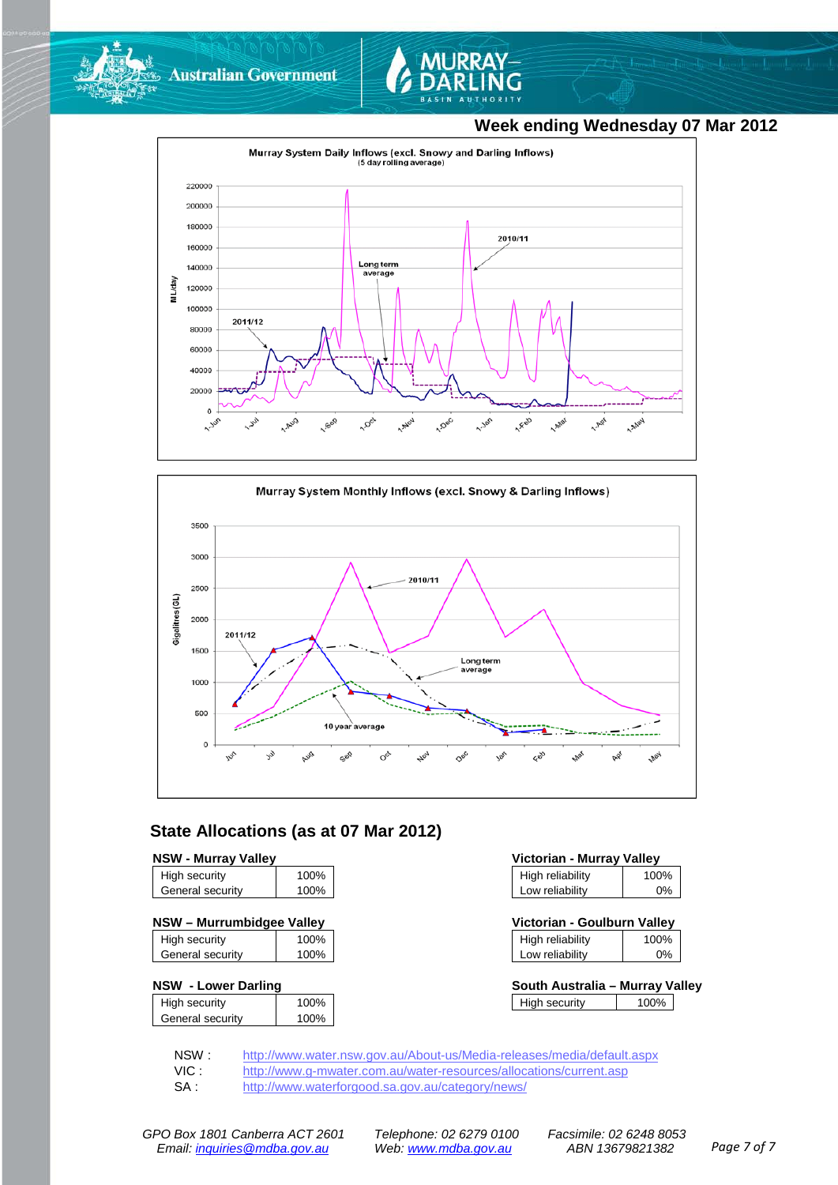Week ending Wednesday 07 Mar 2012

Murray System Daily Inflows (excl. Snowy and Darling Inflows)
(5 day rolling average)

ML/day

220000
200000
180000
160000
140000
120000
100000
80000
60000
40000
20000
0

2010/11
Long term average
2011/12

1-Jun 1-Jul 1-Aug 1-Sep 1-Oct 1-Nov 1-Dec 1-Jan 1-Feb 1-Mar 1-Apr 1-May

Murray System Monthly Inflows (excl. Snowy & Darling Inflows)

Gigalitres (GL)

3500
3000
2500
2000
1500
1000
500
0

2010/11
2011/12
Long term average
10 year average

Jun Jul Aug Sep Oct Nov Dec Jan Feb Mar Apr May

## State Allocations (as at 07 Mar 2012)

**NSW - Murray Valley**

| | |
|---|---|
| High security | 100% |
| General security | 100% |

**NSW – Murrumbidgee Valley**

| | |
|---|---|
| High security | 100% |
| General security | 100% |

**NSW - Lower Darling**

| | |
|---|---|
| High security | 100% |
| General security | 100% |

**Victorian - Murray Valley**

| | |
|---|---|
| High reliability | 100% |
| Low reliability | 0% |

**Victorian - Goulburn Valley**

| | |
|---|---|
| High reliability | 100% |
| Low reliability | 0% |

**South Australia – Murray Valley**

| | |
|---|---|
| High security | 100% |

NSW : http://www.water.nsw.gov.au/About-us/Media-releases/media/default.aspx

VIC : http://www.g-mwater.com.au/water-resources/allocations/current.asp

SA : http://www.waterforgood.sa.gov.au/category/news/

*GPO Box 1801 Canberra ACT 2601 Telephone: 02 6279 0100 Facsimile: 02 6248 8053*
*Email: inquiries@mdba.gov.au Web: www.mdba.gov.au ABN 13679821382*